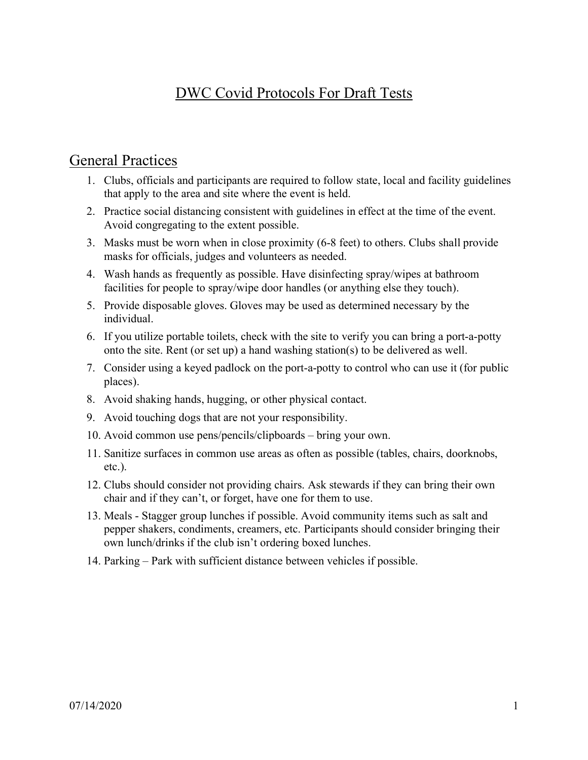# DWC Covid Protocols For Draft Tests

## General Practices

1. Clubs, officials and participants are required to follow state, local and facility guidelines that apply to the area and site where the event is held.
2. Practice social distancing consistent with guidelines in effect at the time of the event. Avoid congregating to the extent possible.
3. Masks must be worn when in close proximity (6-8 feet) to others. Clubs shall provide masks for officials, judges and volunteers as needed.
4. Wash hands as frequently as possible. Have disinfecting spray/wipes at bathroom facilities for people to spray/wipe door handles (or anything else they touch).
5. Provide disposable gloves. Gloves may be used as determined necessary by the individual.
6. If you utilize portable toilets, check with the site to verify you can bring a port-a-potty onto the site. Rent (or set up) a hand washing station(s) to be delivered as well.
7. Consider using a keyed padlock on the port-a-potty to control who can use it (for public places).
8. Avoid shaking hands, hugging, or other physical contact.
9. Avoid touching dogs that are not your responsibility.
10. Avoid common use pens/pencils/clipboards – bring your own.
11. Sanitize surfaces in common use areas as often as possible (tables, chairs, doorknobs, etc.).
12. Clubs should consider not providing chairs. Ask stewards if they can bring their own chair and if they can't, or forget, have one for them to use.
13. Meals - Stagger group lunches if possible. Avoid community items such as salt and pepper shakers, condiments, creamers, etc. Participants should consider bringing their own lunch/drinks if the club isn't ordering boxed lunches.
14. Parking – Park with sufficient distance between vehicles if possible.

07/14/2020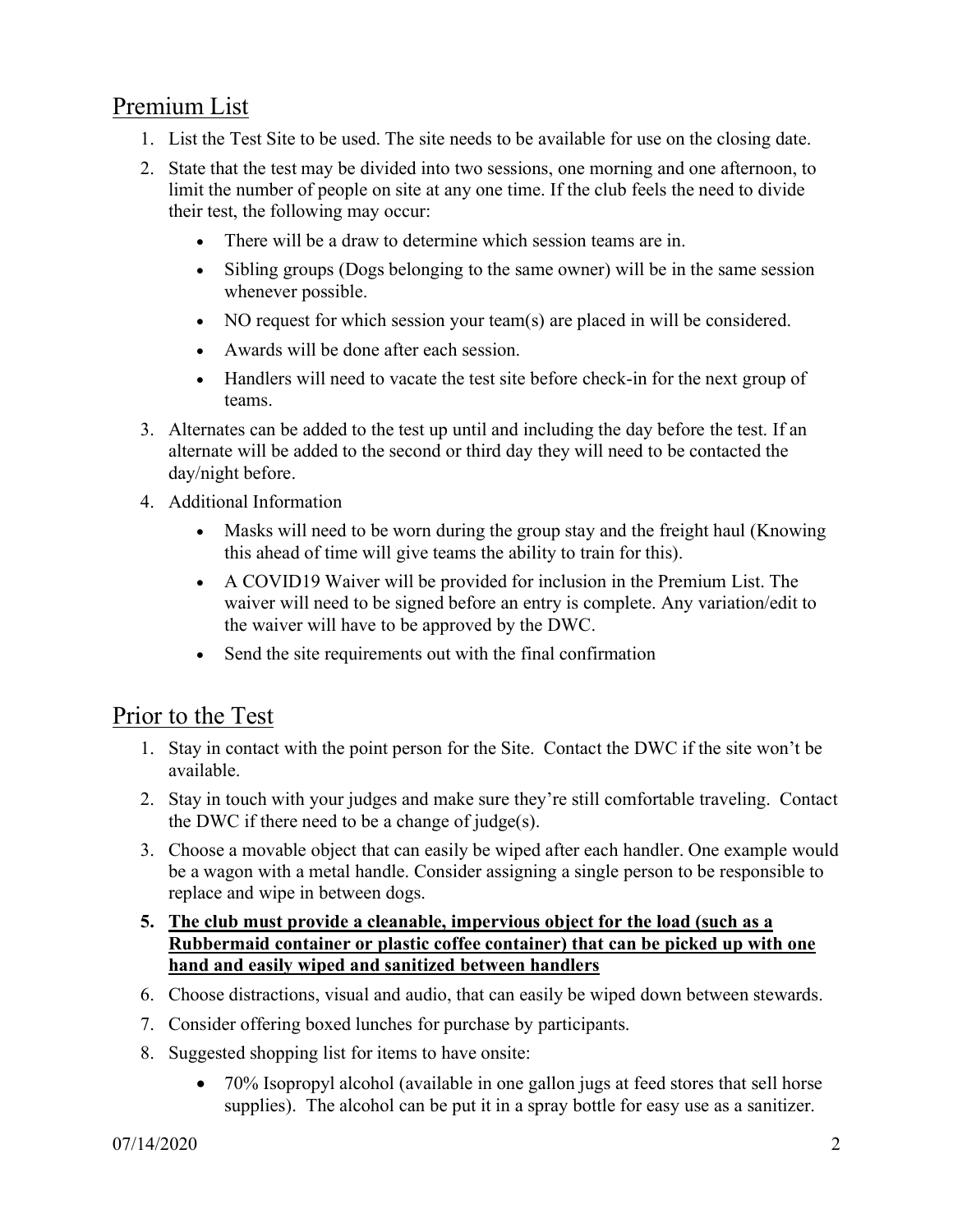## Premium List

1. List the Test Site to be used. The site needs to be available for use on the closing date.
2. State that the test may be divided into two sessions, one morning and one afternoon, to limit the number of people on site at any one time. If the club feels the need to divide their test, the following may occur:
   - There will be a draw to determine which session teams are in.
   - Sibling groups (Dogs belonging to the same owner) will be in the same session whenever possible.
   - NO request for which session your team(s) are placed in will be considered.
   - Awards will be done after each session.
   - Handlers will need to vacate the test site before check-in for the next group of teams.
3. Alternates can be added to the test up until and including the day before the test. If an alternate will be added to the second or third day they will need to be contacted the day/night before.
4. Additional Information
   - Masks will need to be worn during the group stay and the freight haul (Knowing this ahead of time will give teams the ability to train for this).
   - A COVID19 Waiver will be provided for inclusion in the Premium List. The waiver will need to be signed before an entry is complete. Any variation/edit to the waiver will have to be approved by the DWC.
   - Send the site requirements out with the final confirmation

## Prior to the Test

1. Stay in contact with the point person for the Site. Contact the DWC if the site won't be available.
2. Stay in touch with your judges and make sure they're still comfortable traveling. Contact the DWC if there need to be a change of judge(s).
3. Choose a movable object that can easily be wiped after each handler. One example would be a wagon with a metal handle. Consider assigning a single person to be responsible to replace and wipe in between dogs.
5. **The club must provide a cleanable, impervious object for the load (such as a Rubbermaid container or plastic coffee container) that can be picked up with one hand and easily wiped and sanitized between handlers**
6. Choose distractions, visual and audio, that can easily be wiped down between stewards.
7. Consider offering boxed lunches for purchase by participants.
8. Suggested shopping list for items to have onsite:
   - 70% Isopropyl alcohol (available in one gallon jugs at feed stores that sell horse supplies). The alcohol can be put it in a spray bottle for easy use as a sanitizer.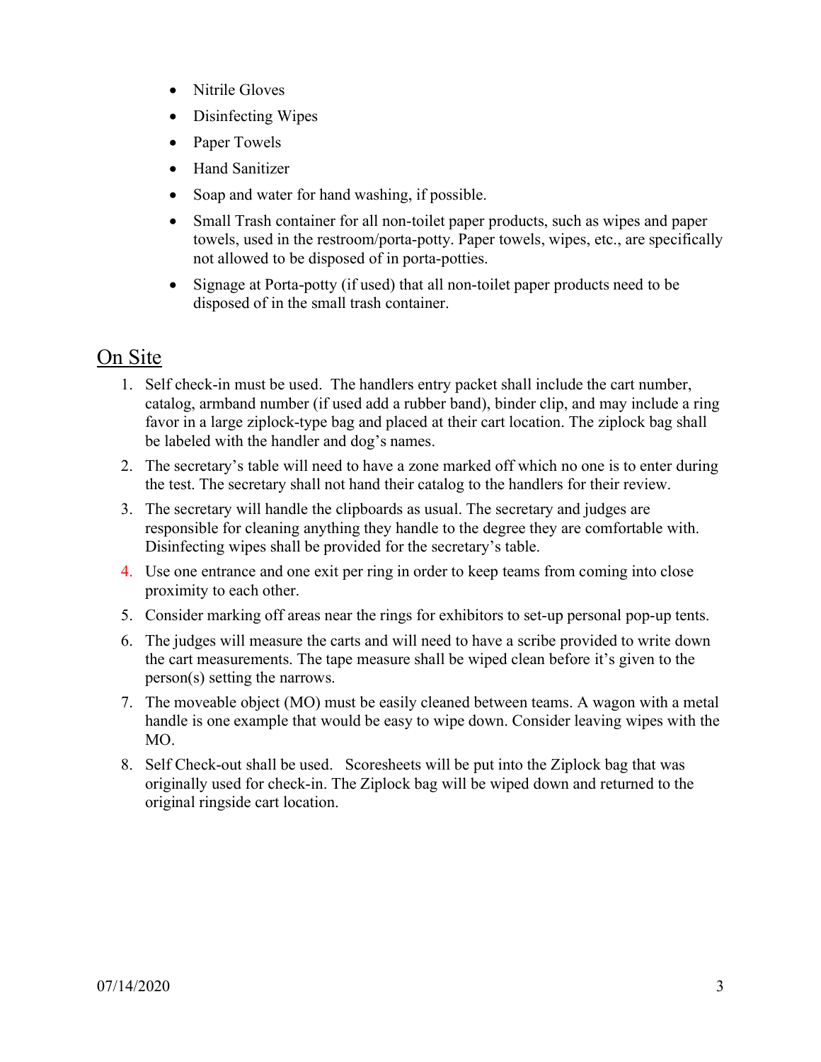- Nitrile Gloves
- Disinfecting Wipes
- Paper Towels
- Hand Sanitizer
- Soap and water for hand washing, if possible.
- Small Trash container for all non-toilet paper products, such as wipes and paper towels, used in the restroom/porta-potty. Paper towels, wipes, etc., are specifically not allowed to be disposed of in porta-potties.
- Signage at Porta-potty (if used) that all non-toilet paper products need to be disposed of in the small trash container.

## On Site

1. Self check-in must be used. The handlers entry packet shall include the cart number, catalog, armband number (if used add a rubber band), binder clip, and may include a ring favor in a large ziplock-type bag and placed at their cart location. The ziplock bag shall be labeled with the handler and dog's names.
2. The secretary's table will need to have a zone marked off which no one is to enter during the test. The secretary shall not hand their catalog to the handlers for their review.
3. The secretary will handle the clipboards as usual. The secretary and judges are responsible for cleaning anything they handle to the degree they are comfortable with. Disinfecting wipes shall be provided for the secretary's table.
4. Use one entrance and one exit per ring in order to keep teams from coming into close proximity to each other.
5. Consider marking off areas near the rings for exhibitors to set-up personal pop-up tents.
6. The judges will measure the carts and will need to have a scribe provided to write down the cart measurements. The tape measure shall be wiped clean before it's given to the person(s) setting the narrows.
7. The moveable object (MO) must be easily cleaned between teams. A wagon with a metal handle is one example that would be easy to wipe down. Consider leaving wipes with the MO.
8. Self Check-out shall be used. Scoresheets will be put into the Ziplock bag that was originally used for check-in. The Ziplock bag will be wiped down and returned to the original ringside cart location.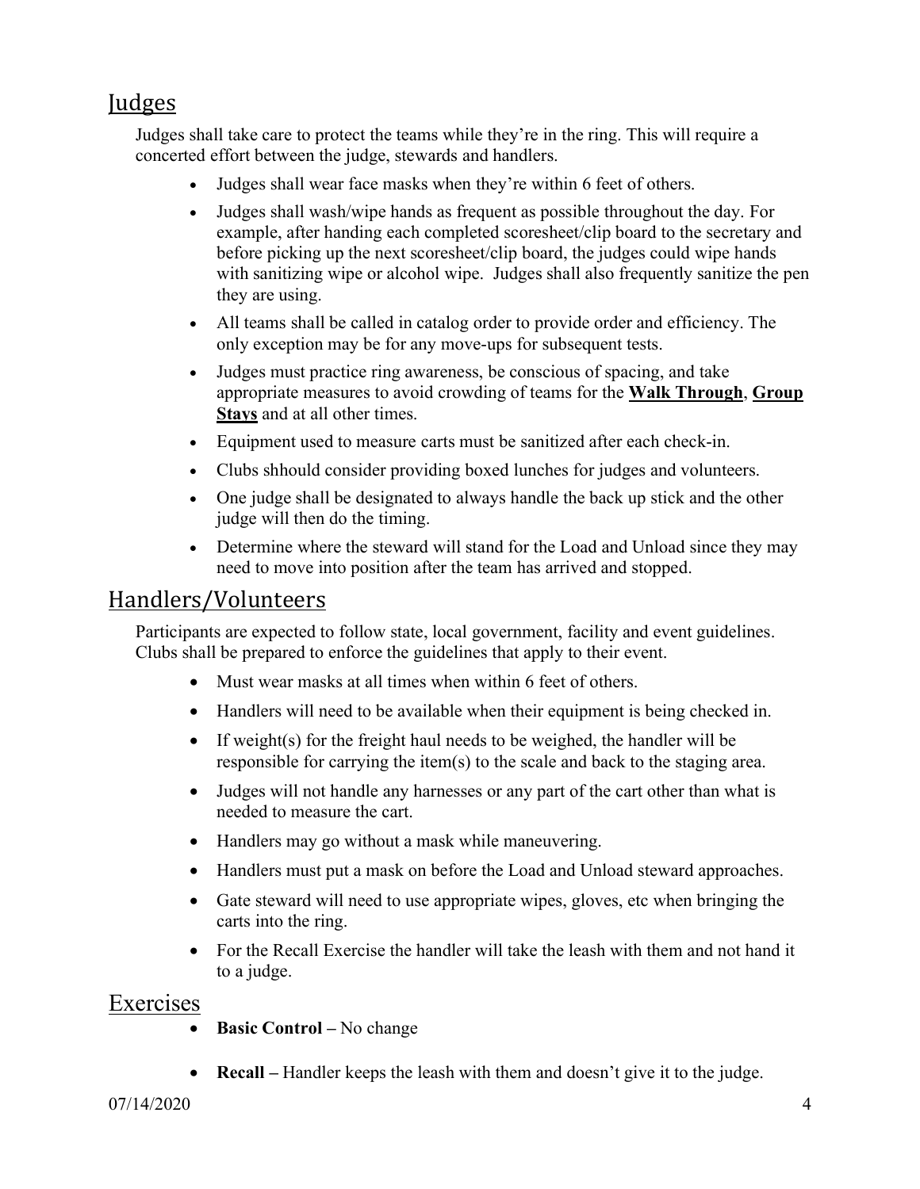## Judges

Judges shall take care to protect the teams while they're in the ring. This will require a concerted effort between the judge, stewards and handlers.

- Judges shall wear face masks when they're within 6 feet of others.
- Judges shall wash/wipe hands as frequent as possible throughout the day. For example, after handing each completed scoresheet/clip board to the secretary and before picking up the next scoresheet/clip board, the judges could wipe hands with sanitizing wipe or alcohol wipe. Judges shall also frequently sanitize the pen they are using.
- All teams shall be called in catalog order to provide order and efficiency. The only exception may be for any move-ups for subsequent tests.
- Judges must practice ring awareness, be conscious of spacing, and take appropriate measures to avoid crowding of teams for the **Walk Through**, **Group Stays** and at all other times.
- Equipment used to measure carts must be sanitized after each check-in.
- Clubs shhould consider providing boxed lunches for judges and volunteers.
- One judge shall be designated to always handle the back up stick and the other judge will then do the timing.
- Determine where the steward will stand for the Load and Unload since they may need to move into position after the team has arrived and stopped.

## Handlers/Volunteers

Participants are expected to follow state, local government, facility and event guidelines. Clubs shall be prepared to enforce the guidelines that apply to their event.

- Must wear masks at all times when within 6 feet of others.
- Handlers will need to be available when their equipment is being checked in.
- If weight(s) for the freight haul needs to be weighed, the handler will be responsible for carrying the item(s) to the scale and back to the staging area.
- Judges will not handle any harnesses or any part of the cart other than what is needed to measure the cart.
- Handlers may go without a mask while maneuvering.
- Handlers must put a mask on before the Load and Unload steward approaches.
- Gate steward will need to use appropriate wipes, gloves, etc when bringing the carts into the ring.
- For the Recall Exercise the handler will take the leash with them and not hand it to a judge.

## Exercises

- **Basic Control –** No change
- **Recall –** Handler keeps the leash with them and doesn't give it to the judge.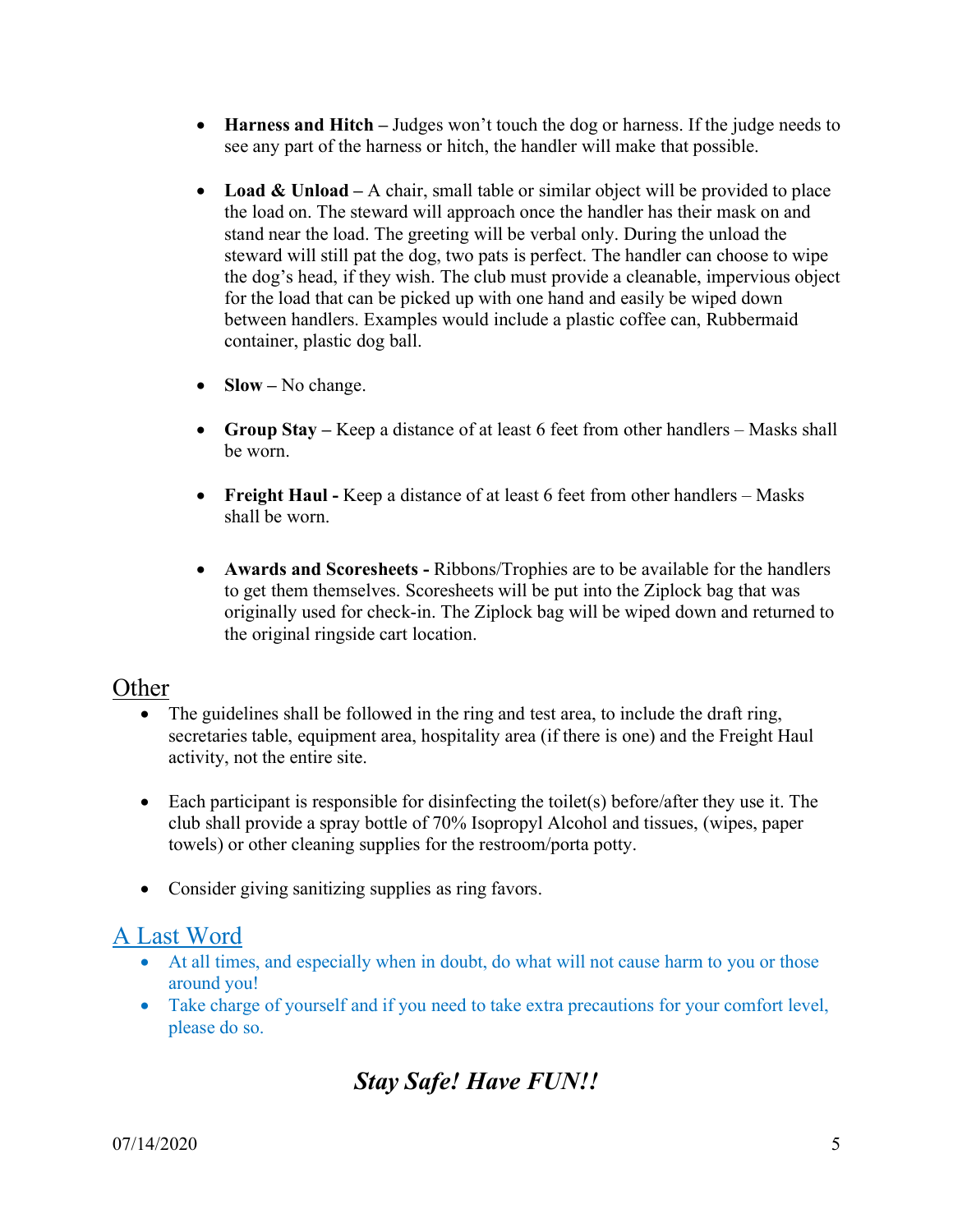- **Harness and Hitch –** Judges won't touch the dog or harness. If the judge needs to see any part of the harness or hitch, the handler will make that possible.

- **Load & Unload –** A chair, small table or similar object will be provided to place the load on. The steward will approach once the handler has their mask on and stand near the load. The greeting will be verbal only. During the unload the steward will still pat the dog, two pats is perfect. The handler can choose to wipe the dog's head, if they wish. The club must provide a cleanable, impervious object for the load that can be picked up with one hand and easily be wiped down between handlers. Examples would include a plastic coffee can, Rubbermaid container, plastic dog ball.

- **Slow –** No change.

- **Group Stay –** Keep a distance of at least 6 feet from other handlers – Masks shall be worn.

- **Freight Haul -** Keep a distance of at least 6 feet from other handlers – Masks shall be worn.

- **Awards and Scoresheets -** Ribbons/Trophies are to be available for the handlers to get them themselves. Scoresheets will be put into the Ziplock bag that was originally used for check-in. The Ziplock bag will be wiped down and returned to the original ringside cart location.

## Other

- The guidelines shall be followed in the ring and test area, to include the draft ring, secretaries table, equipment area, hospitality area (if there is one) and the Freight Haul activity, not the entire site.

- Each participant is responsible for disinfecting the toilet(s) before/after they use it. The club shall provide a spray bottle of 70% Isopropyl Alcohol and tissues, (wipes, paper towels) or other cleaning supplies for the restroom/porta potty.

- Consider giving sanitizing supplies as ring favors.

## A Last Word

- At all times, and especially when in doubt, do what will not cause harm to you or those around you!
- Take charge of yourself and if you need to take extra precautions for your comfort level, please do so.

***Stay Safe! Have FUN!!***

07/14/2020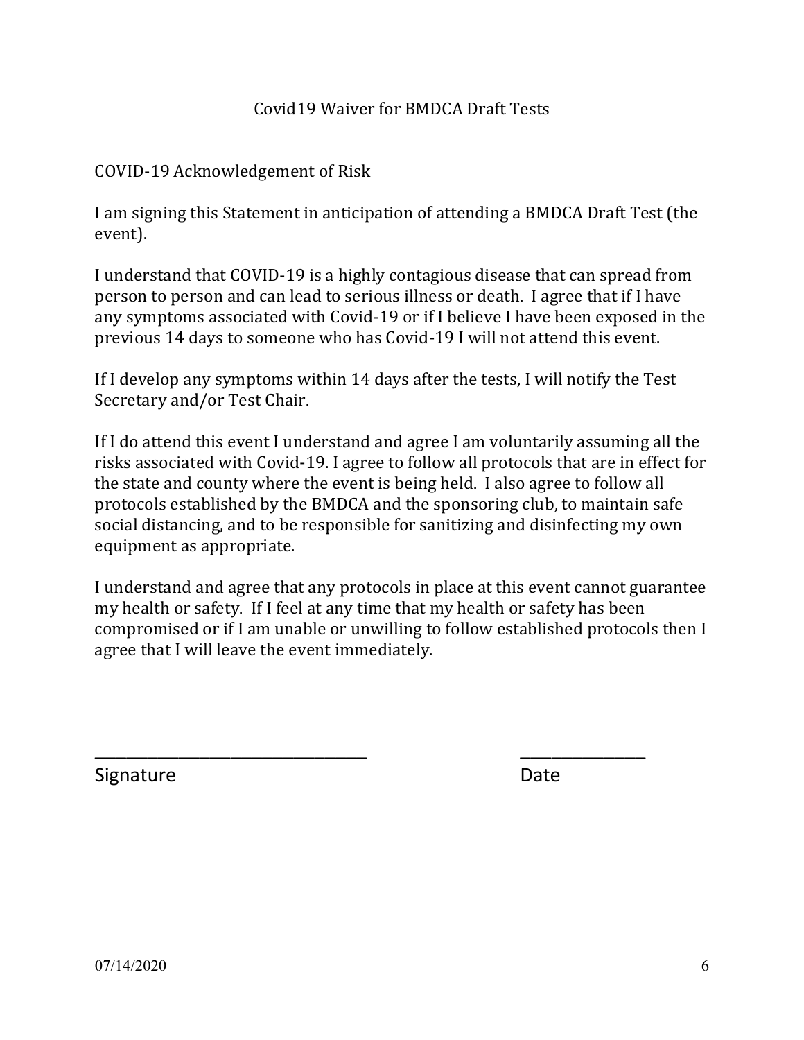# Covid19 Waiver for BMDCA Draft Tests

## COVID-19 Acknowledgement of Risk

I am signing this Statement in anticipation of attending a BMDCA Draft Test (the event).

I understand that COVID-19 is a highly contagious disease that can spread from person to person and can lead to serious illness or death. I agree that if I have any symptoms associated with Covid-19 or if I believe I have been exposed in the previous 14 days to someone who has Covid-19 I will not attend this event.

If I develop any symptoms within 14 days after the tests, I will notify the Test Secretary and/or Test Chair.

If I do attend this event I understand and agree I am voluntarily assuming all the risks associated with Covid-19. I agree to follow all protocols that are in effect for the state and county where the event is being held. I also agree to follow all protocols established by the BMDCA and the sponsoring club, to maintain safe social distancing, and to be responsible for sanitizing and disinfecting my own equipment as appropriate.

I understand and agree that any protocols in place at this event cannot guarantee my health or safety. If I feel at any time that my health or safety has been compromised or if I am unable or unwilling to follow established protocols then I agree that I will leave the event immediately.

\_\_\_\_\_\_\_\_\_\_\_\_\_\_\_\_\_\_\_\_\_\_\_\_\_\_\_\_\_\_\_\_ \_\_\_\_\_\_\_\_\_\_\_\_\_\_\_

Signature Date

07/14/2020